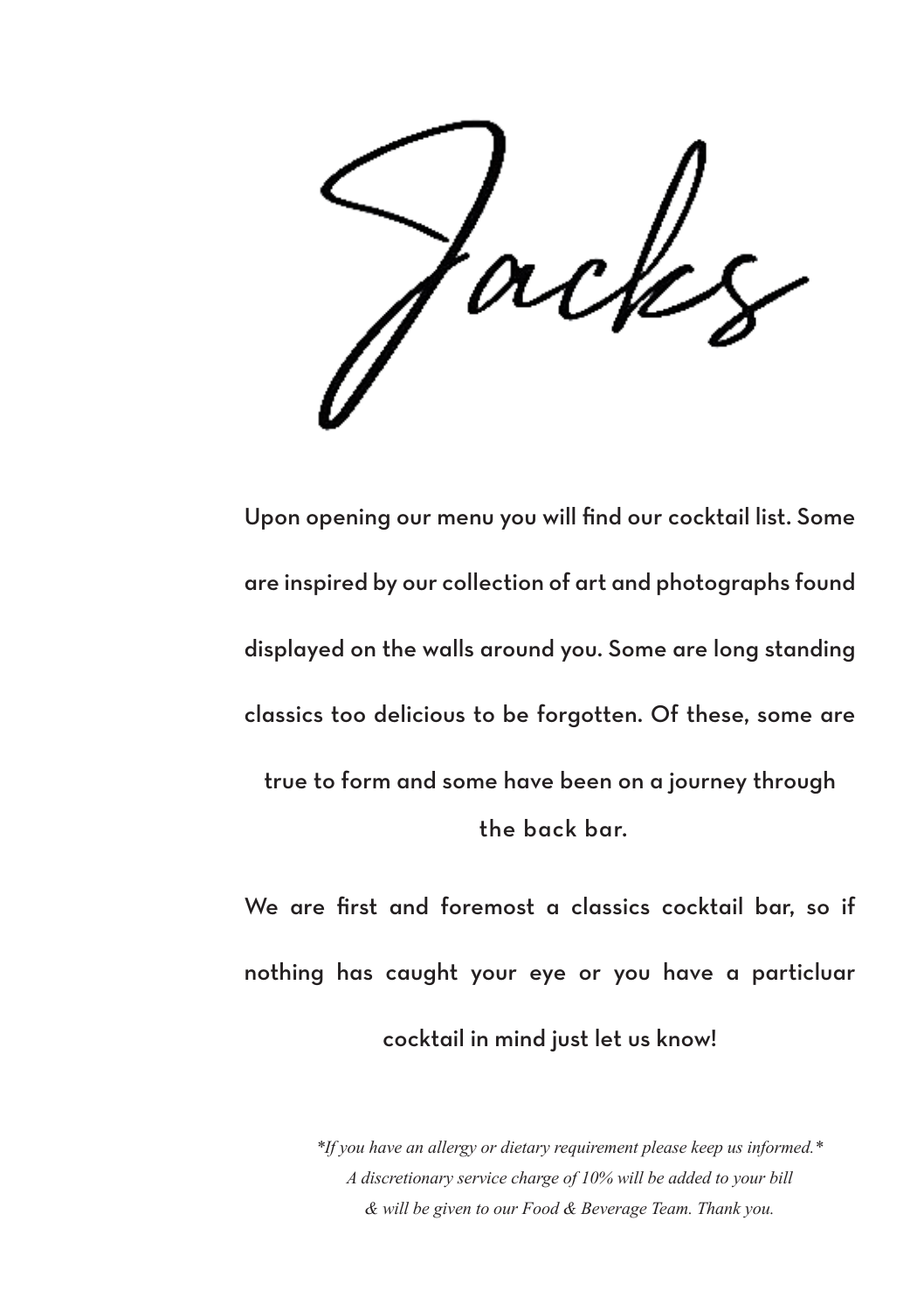# Jacks

Upon opening our menu you will find our cocktail list. Some are inspired by our collection of art and photographs found displayed on the walls around you. Some are long standing classics too delicious to be forgotten. Of these, some are true to form and some have been on a journey through the back bar.

We are first and foremost a classics cocktail bar, so if nothing has caught your eye or you have a particluar cocktail in mind just let us know!

*\*If you have an allergy or dietary requirement please keep us informed.\**
*A discretionary service charge of 10% will be added to your bill*
*& will be given to our Food & Beverage Team. Thank you.*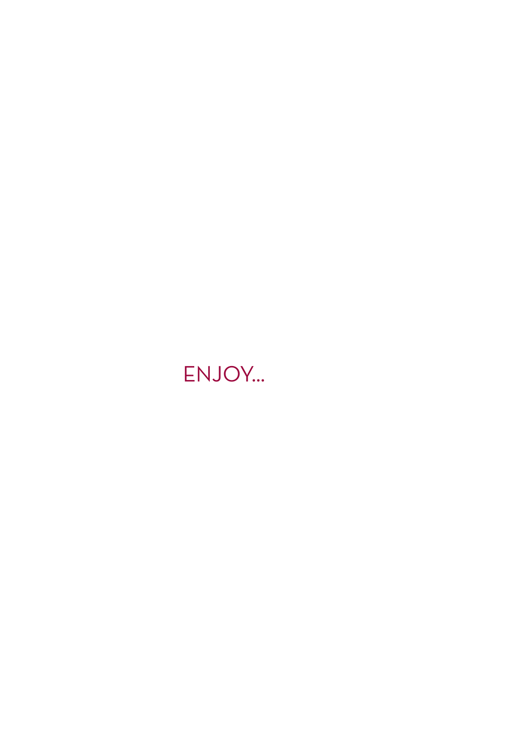ENJOY...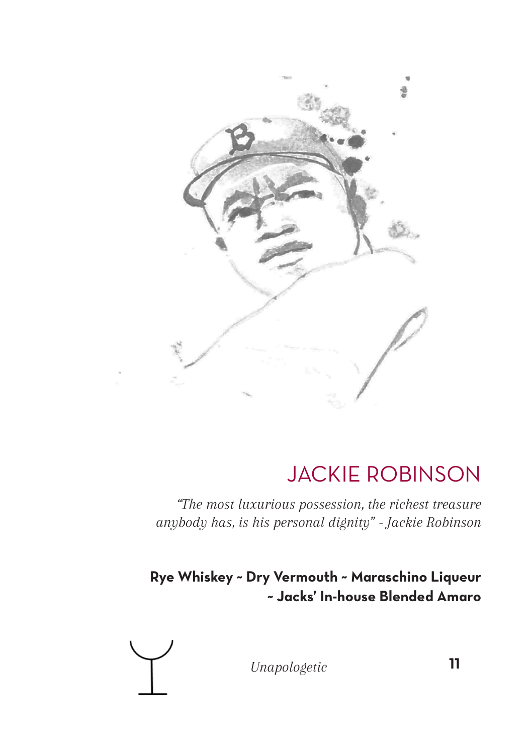# JACKIE ROBINSON

*"The most luxurious possession, the richest treasure anybody has, is his personal dignity" - Jackie Robinson*

**Rye Whiskey ~ Dry Vermouth ~ Maraschino Liqueur ~ Jacks' In-house Blended Amaro**

*Unapologetic*

**11**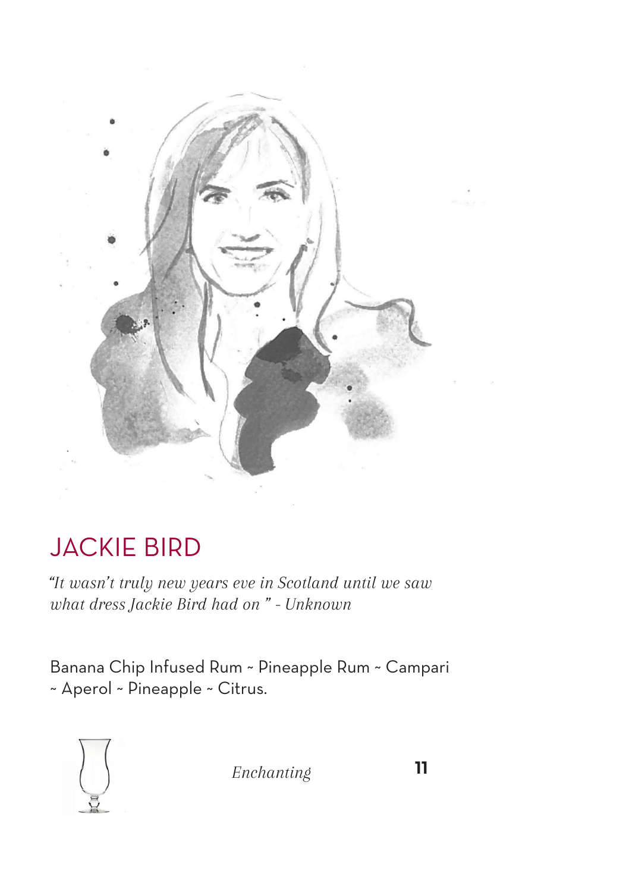## JACKIE BIRD

*"It wasn't truly new years eve in Scotland until we saw what dress Jackie Bird had on " - Unknown*

Banana Chip Infused Rum ~ Pineapple Rum ~ Campari ~ Aperol ~ Pineapple ~ Citrus.

*Enchanting* **11**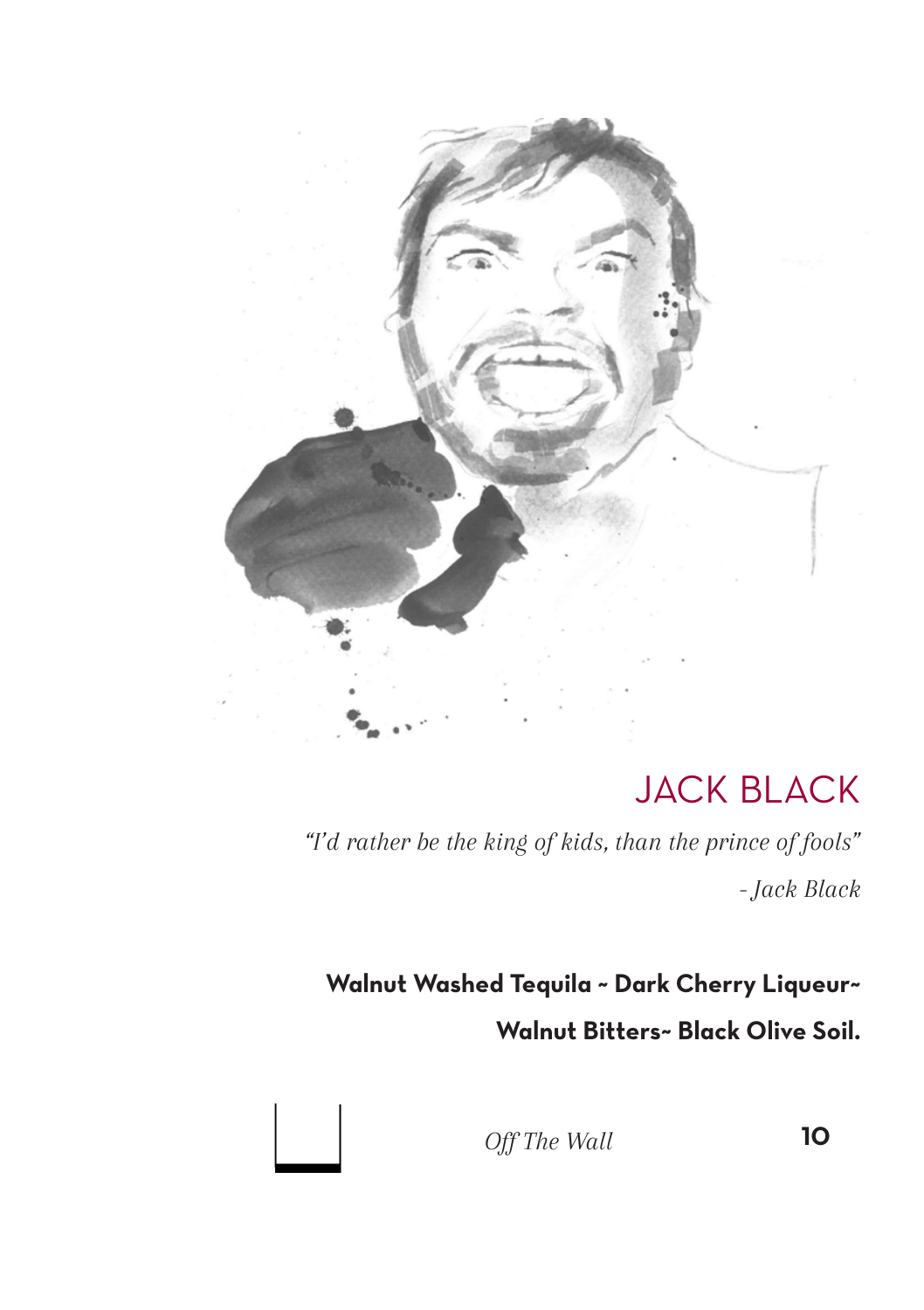## JACK BLACK

*"I'd rather be the king of kids, than the prince of fools"*

*- Jack Black*

**Walnut Washed Tequila ~ Dark Cherry Liqueur~ Walnut Bitters~ Black Olive Soil.**

*Off The Wall* **10**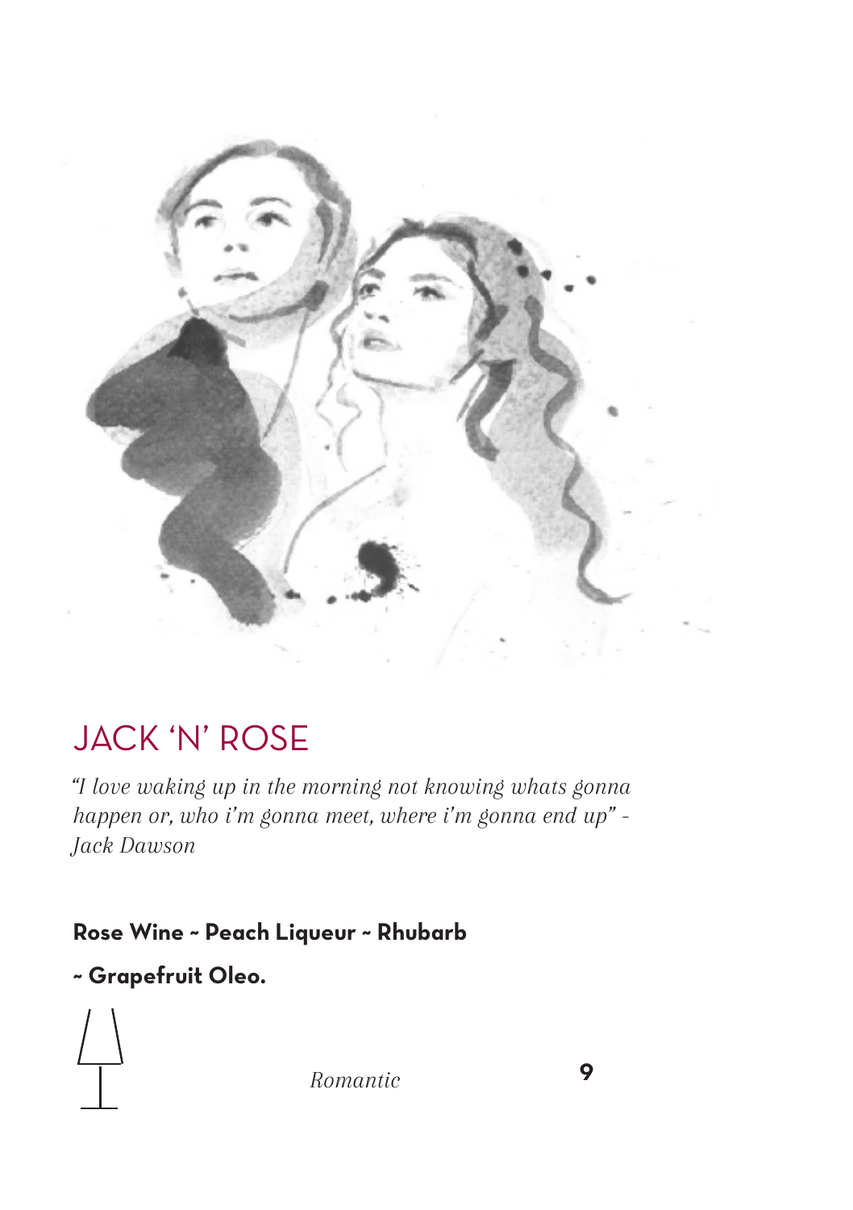## JACK 'N' ROSE

*"I love waking up in the morning not knowing whats gonna happen or, who i'm gonna meet, where i'm gonna end up" - Jack Dawson*

**Rose Wine ~ Peach Liqueur ~ Rhubarb ~ Grapefruit Oleo.**

*Romantic*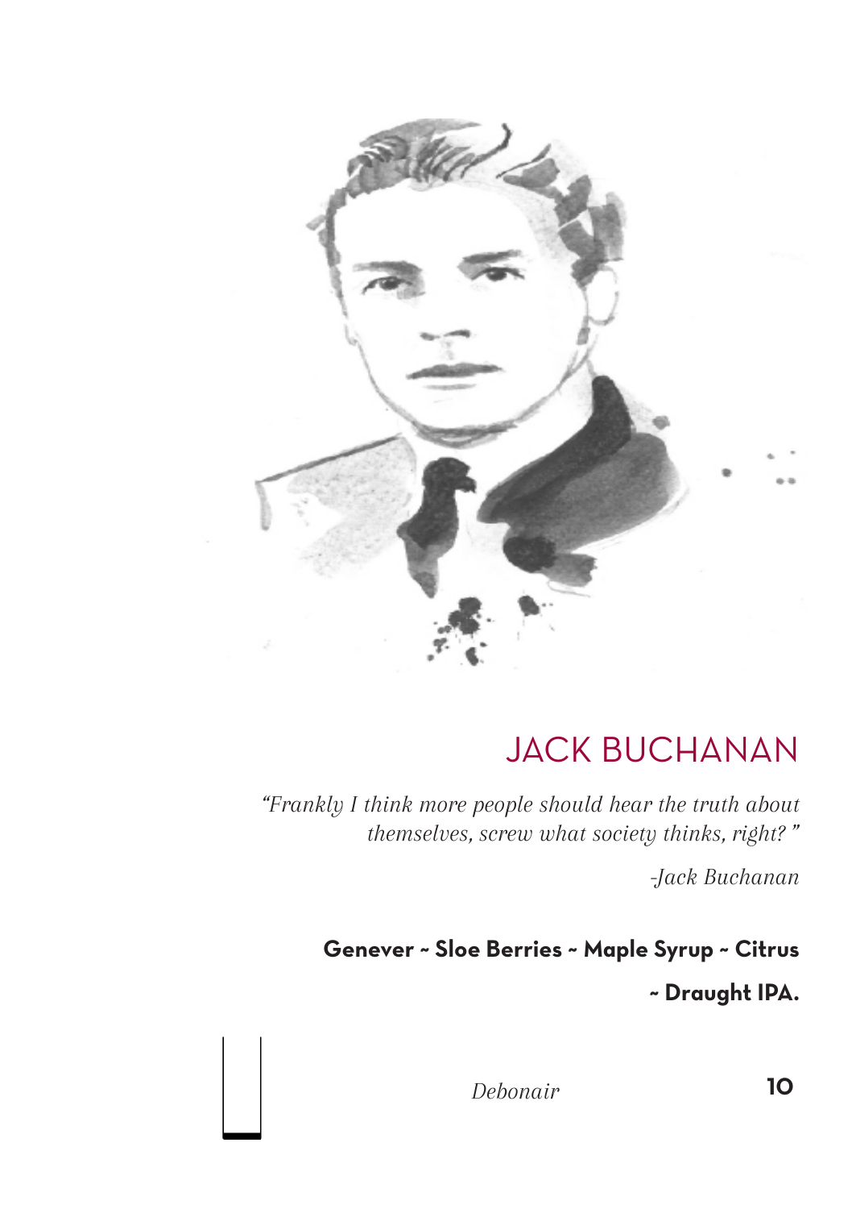## JACK BUCHANAN

*"Frankly I think more people should hear the truth about themselves, screw what society thinks, right? "*

*-Jack Buchanan*

**Genever ~ Sloe Berries ~ Maple Syrup ~ Citrus ~ Draught IPA.**

*Debonair* **10**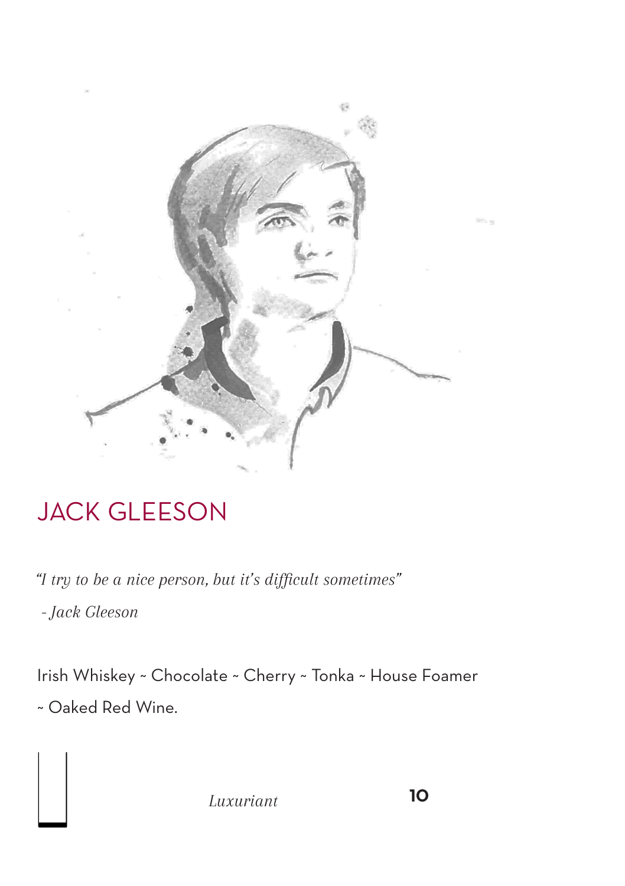# JACK GLEESON

*"I try to be a nice person, but it's difficult sometimes"*

*- Jack Gleeson*

Irish Whiskey ~ Chocolate ~ Cherry ~ Tonka ~ House Foamer ~ Oaked Red Wine.

*Luxuriant* **10**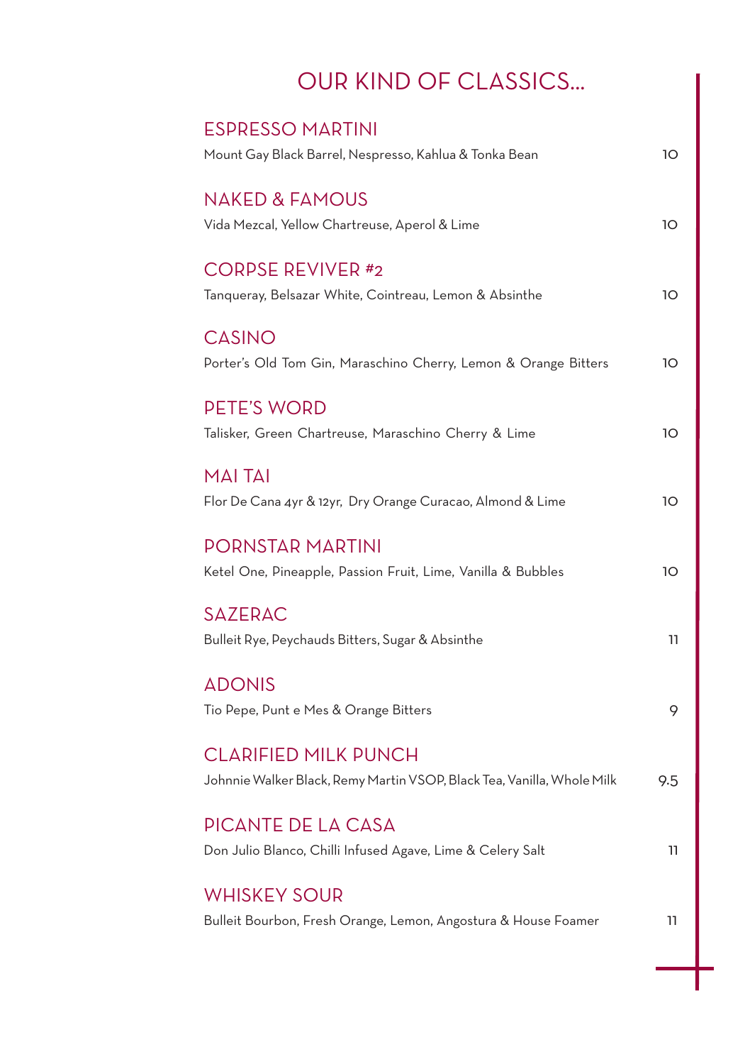# OUR KIND OF CLASSICS...

## ESPRESSO MARTINI

Mount Gay Black Barrel, Nespresso, Kahlua & Tonka Bean — 10

## NAKED & FAMOUS

Vida Mezcal, Yellow Chartreuse, Aperol & Lime — 10

## CORPSE REVIVER #2

Tanqueray, Belsazar White, Cointreau, Lemon & Absinthe — 10

## CASINO

Porter's Old Tom Gin, Maraschino Cherry, Lemon & Orange Bitters — 10

## PETE'S WORD

Talisker, Green Chartreuse, Maraschino Cherry & Lime — 10

## MAI TAI

Flor De Cana 4yr & 12yr, Dry Orange Curacao, Almond & Lime — 10

## PORNSTAR MARTINI

Ketel One, Pineapple, Passion Fruit, Lime, Vanilla & Bubbles — 10

## SAZERAC

Bulleit Rye, Peychauds Bitters, Sugar & Absinthe — 11

## ADONIS

Tio Pepe, Punt e Mes & Orange Bitters — 9

## CLARIFIED MILK PUNCH

Johnnie Walker Black, Remy Martin VSOP, Black Tea, Vanilla, Whole Milk — 9.5

## PICANTE DE LA CASA

Don Julio Blanco, Chilli Infused Agave, Lime & Celery Salt — 11

## WHISKEY SOUR

Bulleit Bourbon, Fresh Orange, Lemon, Angostura & House Foamer — 11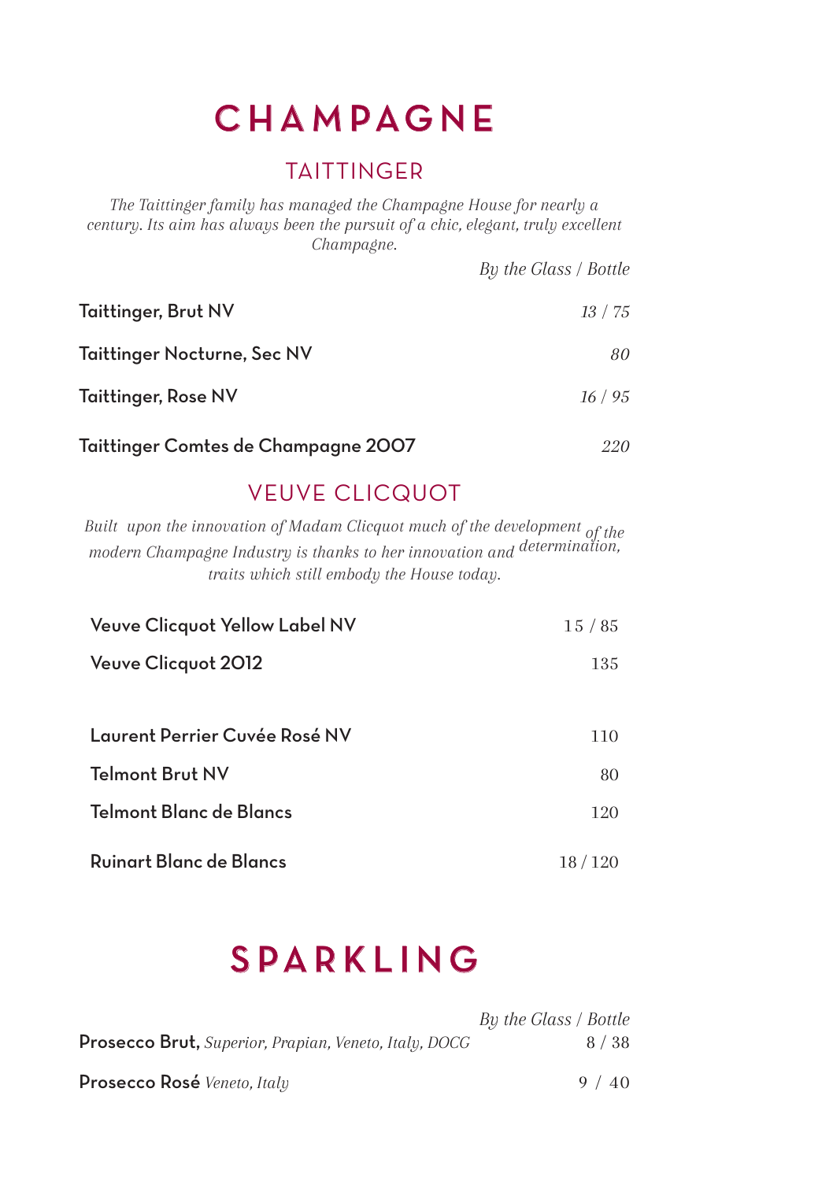# CHAMPAGNE

## TAITTINGER

*The Taittinger family has managed the Champagne House for nearly a century. Its aim has always been the pursuit of a chic, elegant, truly excellent Champagne.*

| | *By the Glass / Bottle* |
|---|---|
| **Taittinger, Brut NV** | *13 / 75* |
| **Taittinger Nocturne, Sec NV** | *80* |
| **Taittinger, Rose NV** | *16 / 95* |
| **Taittinger Comtes de Champagne 2007** | *220* |

## VEUVE CLICQUOT

*Built upon the innovation of Madam Clicquot much of the development of the modern Champagne Industry is thanks to her innovation and determination, traits which still embody the House today.*

| | |
|---|---|
| **Veuve Clicquot Yellow Label NV** | 15 / 85 |
| **Veuve Clicquot 2012** | 135 |
| **Laurent Perrier Cuvée Rosé NV** | 110 |
| **Telmont Brut NV** | 80 |
| **Telmont Blanc de Blancs** | 120 |
| **Ruinart Blanc de Blancs** | 18 / 120 |

# SPARKLING

| | *By the Glass / Bottle* |
|---|---|
| **Prosecco Brut,** *Superior, Prapian, Veneto, Italy, DOCG* | 8 / 38 |
| **Prosecco Rosé** *Veneto, Italy* | 9 / 40 |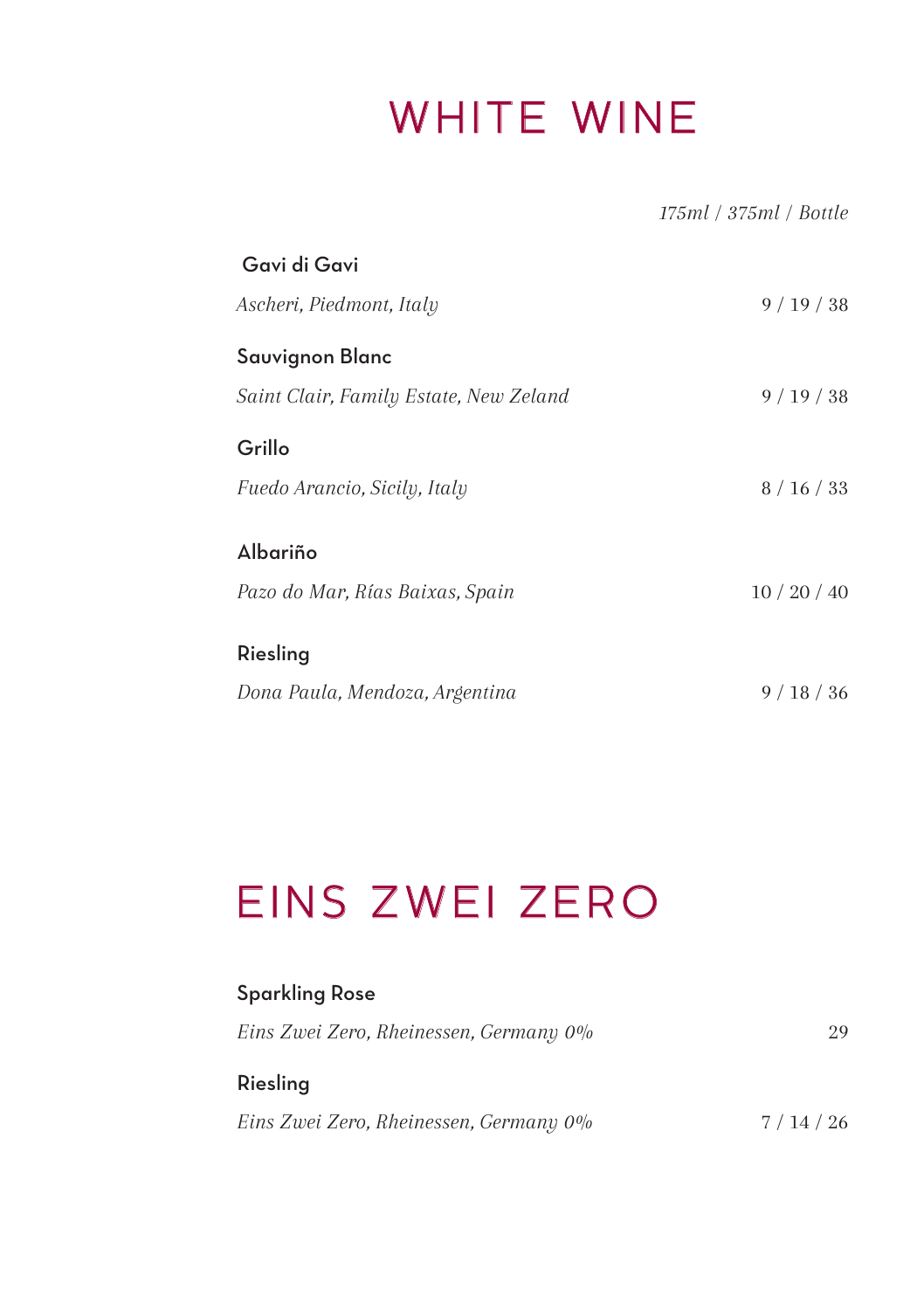# WHITE WINE

*175ml / 375ml / Bottle*

**Gavi di Gavi**
*Ascheri, Piedmont, Italy* — 9 / 19 / 38

**Sauvignon Blanc**
*Saint Clair, Family Estate, New Zeland* — 9 / 19 / 38

**Grillo**
*Fuedo Arancio, Sicily, Italy* — 8 / 16 / 33

**Albariño**
*Pazo do Mar, Rías Baixas, Spain* — 10 / 20 / 40

**Riesling**
*Dona Paula, Mendoza, Argentina* — 9 / 18 / 36

# EINS ZWEI ZERO

**Sparkling Rose**
*Eins Zwei Zero, Rheinessen, Germany 0%* — 29

**Riesling**
*Eins Zwei Zero, Rheinessen, Germany 0%* — 7 / 14 / 26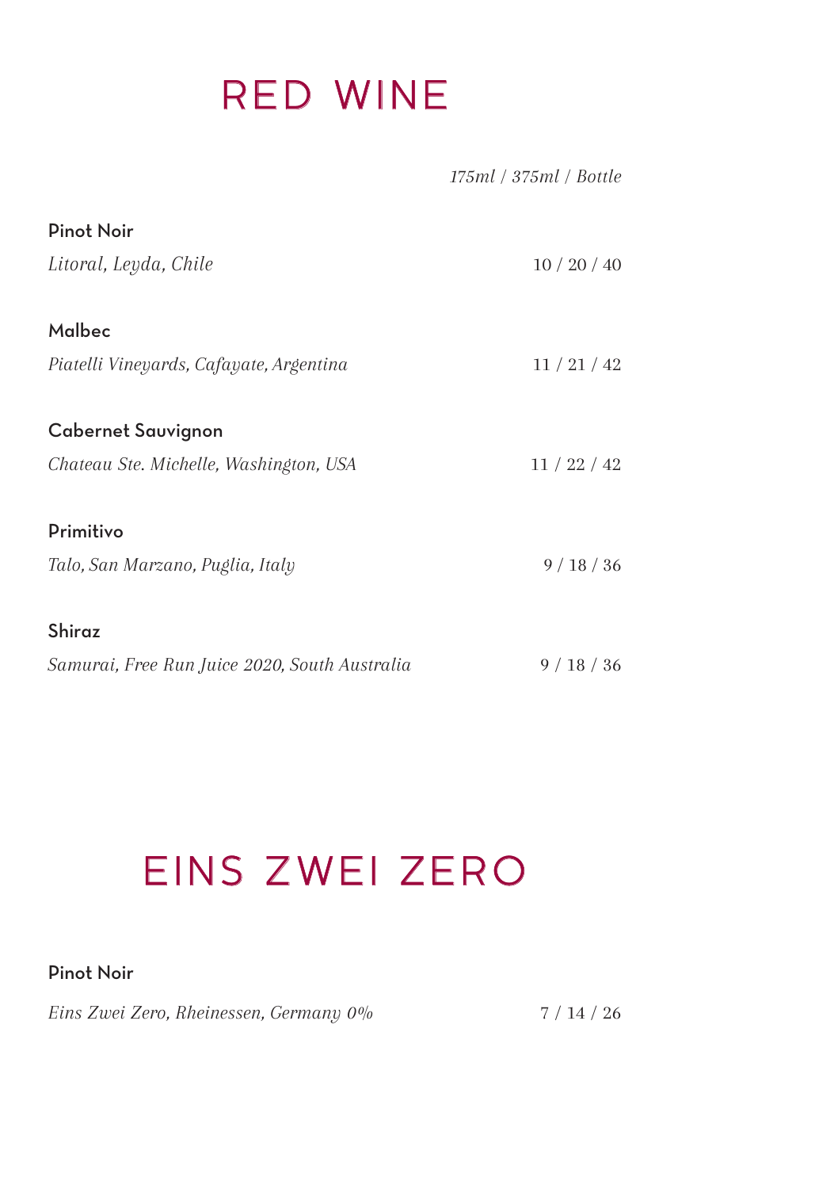# RED WINE

*175ml / 375ml / Bottle*

**Pinot Noir**
*Litoral, Leyda, Chile* 10 / 20 / 40

**Malbec**
*Piatelli Vineyards, Cafayate, Argentina* 11 / 21 / 42

**Cabernet Sauvignon**
*Chateau Ste. Michelle, Washington, USA* 11 / 22 / 42

**Primitivo**
*Talo, San Marzano, Puglia, Italy* 9 / 18 / 36

**Shiraz**
*Samurai, Free Run Juice 2020, South Australia* 9 / 18 / 36

# EINS ZWEI ZERO

**Pinot Noir**
*Eins Zwei Zero, Rheinessen, Germany 0%* 7 / 14 / 26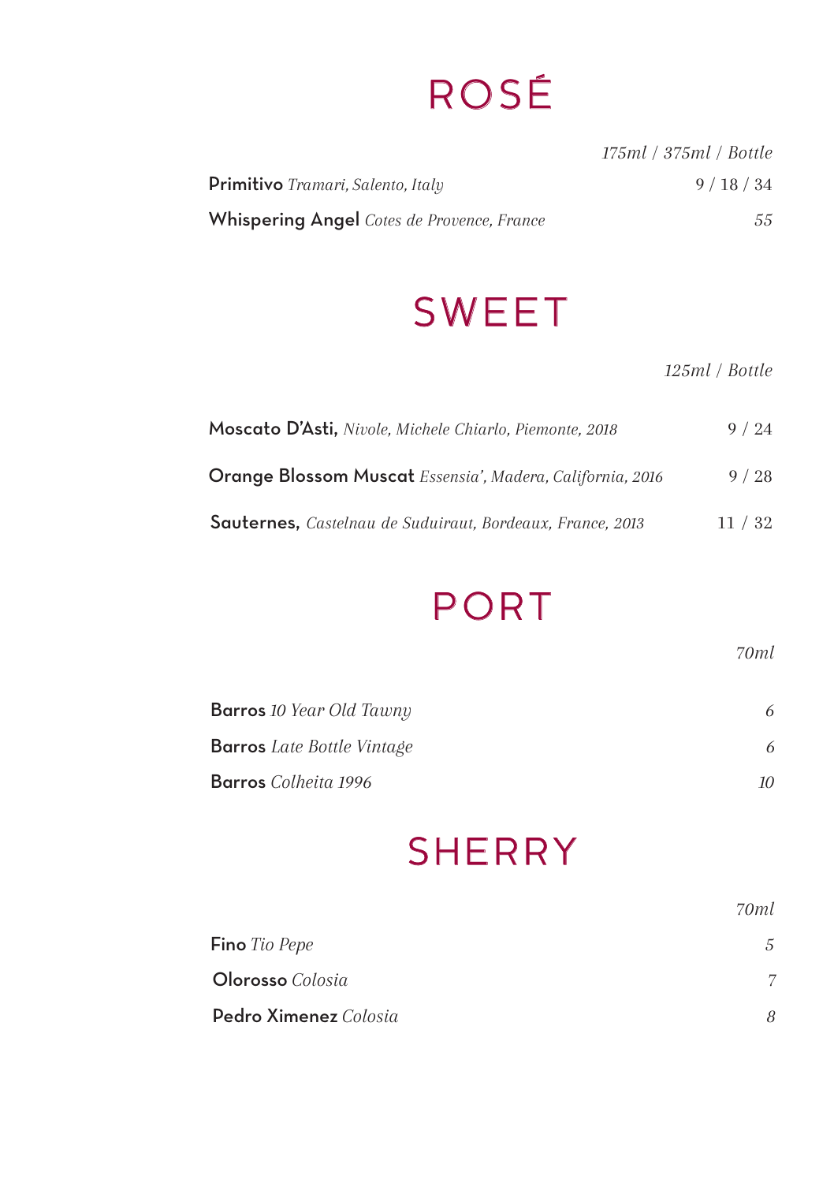# ROSÉ

| | *175ml / 375ml / Bottle* |
|---|---|
| **Primitivo** *Tramari, Salento, Italy* | 9 / 18 / 34 |
| **Whispering Angel** *Cotes de Provence, France* | *55* |

# SWEET

| | *125ml / Bottle* |
|---|---|
| **Moscato D'Asti,** *Nivole, Michele Chiarlo, Piemonte, 2018* | 9 / 24 |
| **Orange Blossom Muscat** *Essensia', Madera, California, 2016* | 9 / 28 |
| **Sauternes,** *Castelnau de Suduiraut, Bordeaux, France, 2013* | 11 / 32 |

# PORT

| | *70ml* |
|---|---|
| **Barros** *10 Year Old Tawny* | *6* |
| **Barros** *Late Bottle Vintage* | *6* |
| **Barros** *Colheita 1996* | *10* |

# SHERRY

| | *70ml* |
|---|---|
| **Fino** *Tio Pepe* | *5* |
| **Olorosso** *Colosia* | *7* |
| **Pedro Ximenez** *Colosia* | *8* |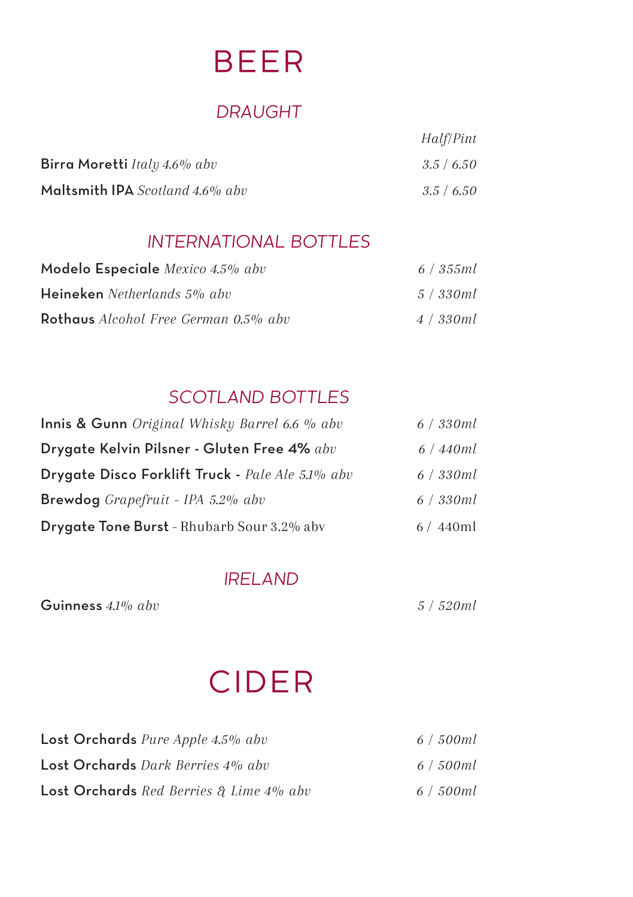# BEER

## *DRAUGHT*

| | *Half/Pint* |
|---|---|
| **Birra Moretti** *Italy 4.6% abv* | *3.5 / 6.50* |
| **Maltsmith IPA** *Scotland 4.6% abv* | *3.5 / 6.50* |

## *INTERNATIONAL BOTTLES*

| | |
|---|---|
| **Modelo Especiale** *Mexico 4.5% abv* | *6 / 355ml* |
| **Heineken** *Netherlands 5% abv* | *5 / 330ml* |
| **Rothaus** *Alcohol Free German 0.5% abv* | *4 / 330ml* |

## *SCOTLAND BOTTLES*

| | |
|---|---|
| **Innis & Gunn** *Original Whisky Barrel 6.6 % abv* | *6 / 330ml* |
| **Drygate Kelvin Pilsner - Gluten Free 4%** *abv* | *6 / 440ml* |
| **Drygate Disco Forklift Truck -** *Pale Ale 5.1% abv* | *6 / 330ml* |
| **Brewdog** *Grapefruit - IPA 5.2% abv* | *6 / 330ml* |
| **Drygate Tone Burst** - Rhubarb Sour 3.2% abv | 6 / 440ml |

## *IRELAND*

| | |
|---|---|
| **Guinness** *4.1% abv* | *5 / 520ml* |

# CIDER

| | |
|---|---|
| **Lost Orchards** *Pure Apple 4.5% abv* | *6 / 500ml* |
| **Lost Orchards** *Dark Berries 4% abv* | *6 / 500ml* |
| **Lost Orchards** *Red Berries & Lime 4% abv* | *6 / 500ml* |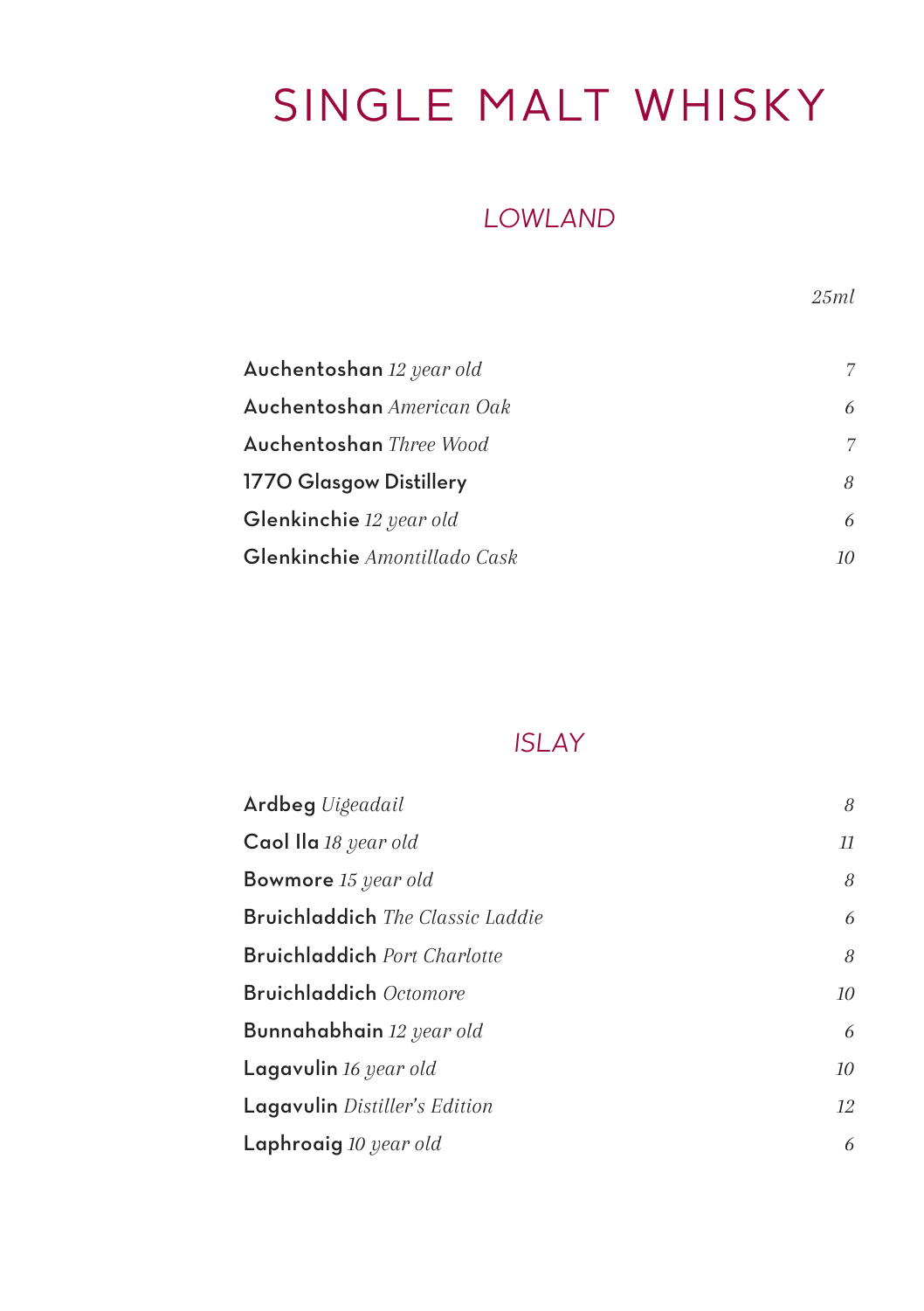# SINGLE MALT WHISKY

## *LOWLAND*

| | *25ml* |
|---|---|
| **Auchentoshan** *12 year old* | *7* |
| **Auchentoshan** *American Oak* | *6* |
| **Auchentoshan** *Three Wood* | *7* |
| **1770 Glasgow Distillery** | *8* |
| **Glenkinchie** *12 year old* | *6* |
| **Glenkinchie** *Amontillado Cask* | *10* |

## *ISLAY*

| | |
|---|---|
| **Ardbeg** *Uigeadail* | *8* |
| **Caol Ila** *18 year old* | *11* |
| **Bowmore** *15 year old* | *8* |
| **Bruichladdich** *The Classic Laddie* | *6* |
| **Bruichladdich** *Port Charlotte* | *8* |
| **Bruichladdich** *Octomore* | *10* |
| **Bunnahabhain** *12 year old* | *6* |
| **Lagavulin** *16 year old* | *10* |
| **Lagavulin** *Distiller's Edition* | *12* |
| **Laphroaig** *10 year old* | *6* |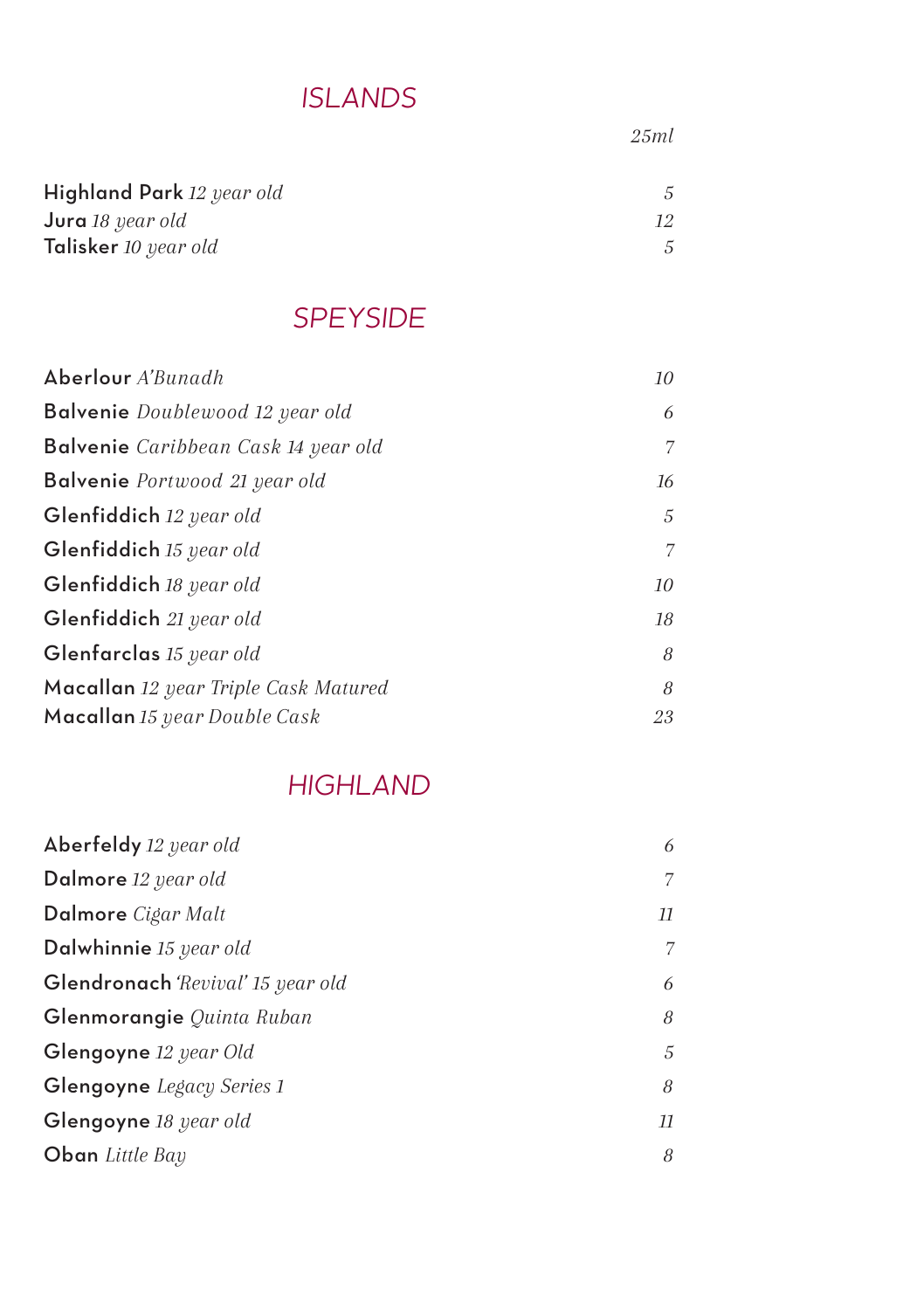## ISLANDS

| | 25ml |
|---|---|
| **Highland Park** *12 year old* | *5* |
| **Jura** *18 year old* | *12* |
| **Talisker** *10 year old* | *5* |

## SPEYSIDE

| | |
|---|---|
| **Aberlour** *A'Bunadh* | *10* |
| **Balvenie** *Doublewood 12 year old* | *6* |
| **Balvenie** *Caribbean Cask 14 year old* | *7* |
| **Balvenie** *Portwood 21 year old* | *16* |
| **Glenfiddich** *12 year old* | *5* |
| **Glenfiddich** *15 year old* | *7* |
| **Glenfiddich** *18 year old* | *10* |
| **Glenfiddich** *21 year old* | *18* |
| **Glenfarclas** *15 year old* | *8* |
| **Macallan** *12 year Triple Cask Matured* | *8* |
| **Macallan** *15 year Double Cask* | *23* |

## HIGHLAND

| | |
|---|---|
| **Aberfeldy** *12 year old* | *6* |
| **Dalmore** *12 year old* | *7* |
| **Dalmore** *Cigar Malt* | *11* |
| **Dalwhinnie** *15 year old* | *7* |
| **Glendronach** *'Revival' 15 year old* | *6* |
| **Glenmorangie** *Quinta Ruban* | *8* |
| **Glengoyne** *12 year Old* | *5* |
| **Glengoyne** *Legacy Series 1* | *8* |
| **Glengoyne** *18 year old* | *11* |
| **Oban** *Little Bay* | *8* |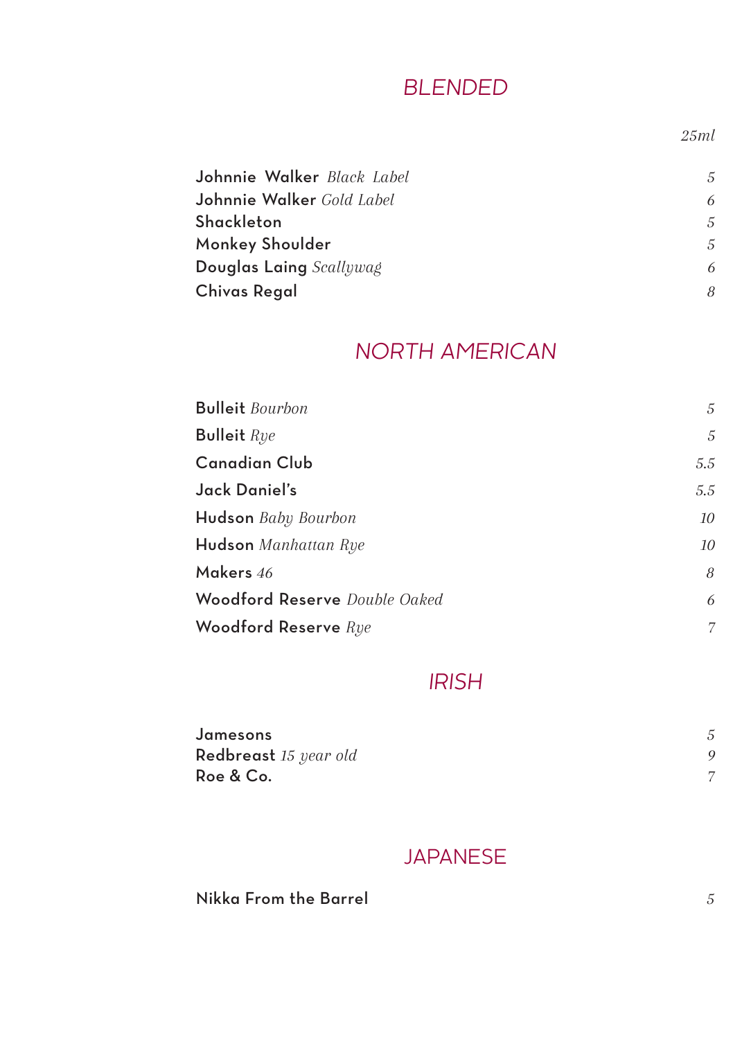## *BLENDED*

| | *25ml* |
|---|---|
| **Johnnie Walker** *Black Label* | *5* |
| **Johnnie Walker** *Gold Label* | *6* |
| **Shackleton** | *5* |
| **Monkey Shoulder** | *5* |
| **Douglas Laing** *Scallywag* | *6* |
| **Chivas Regal** | *8* |

## *NORTH AMERICAN*

| | |
|---|---|
| **Bulleit** *Bourbon* | *5* |
| **Bulleit** *Rye* | *5* |
| **Canadian Club** | *5.5* |
| **Jack Daniel's** | *5.5* |
| **Hudson** *Baby Bourbon* | *10* |
| **Hudson** *Manhattan Rye* | *10* |
| **Makers** *46* | *8* |
| **Woodford Reserve** *Double Oaked* | *6* |
| **Woodford Reserve** *Rye* | *7* |

## *IRISH*

| | |
|---|---|
| **Jamesons** | *5* |
| **Redbreast** *15 year old* | *9* |
| **Roe & Co.** | *7* |

## JAPANESE

| | |
|---|---|
| **Nikka From the Barrel** | *5* |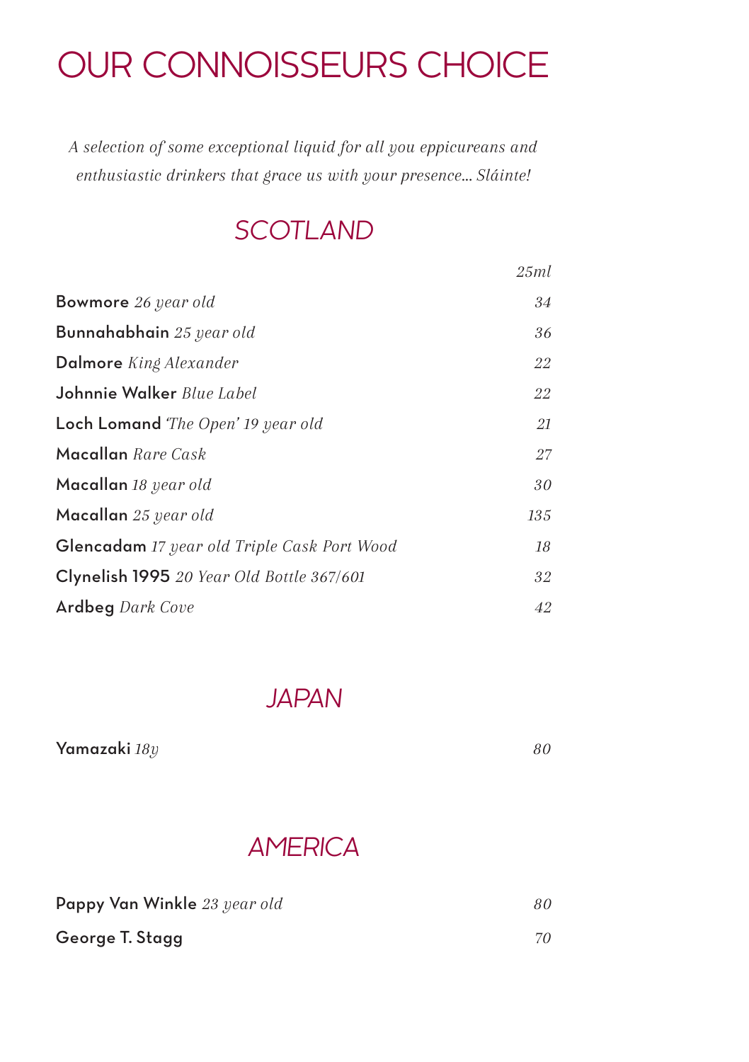# OUR CONNOISSEURS CHOICE

*A selection of some exceptional liquid for all you eppicureans and enthusiastic drinkers that grace us with your presence... Sláinte!*

## *SCOTLAND*

| | *25ml* |
|---|---|
| **Bowmore** *26 year old* | *34* |
| **Bunnahabhain** *25 year old* | *36* |
| **Dalmore** *King Alexander* | *22* |
| **Johnnie Walker** *Blue Label* | *22* |
| **Loch Lomond** *'The Open' 19 year old* | *21* |
| **Macallan** *Rare Cask* | *27* |
| **Macallan** *18 year old* | *30* |
| **Macallan** *25 year old* | *135* |
| **Glencadam** *17 year old Triple Cask Port Wood* | *18* |
| **Clynelish 1995** *20 Year Old Bottle 367/601* | *32* |
| **Ardbeg** *Dark Cove* | *42* |

## *JAPAN*

| | |
|---|---|
| **Yamazaki** *18y* | *80* |

## *AMERICA*

| | |
|---|---|
| **Pappy Van Winkle** *23 year old* | *80* |
| **George T. Stagg** | *70* |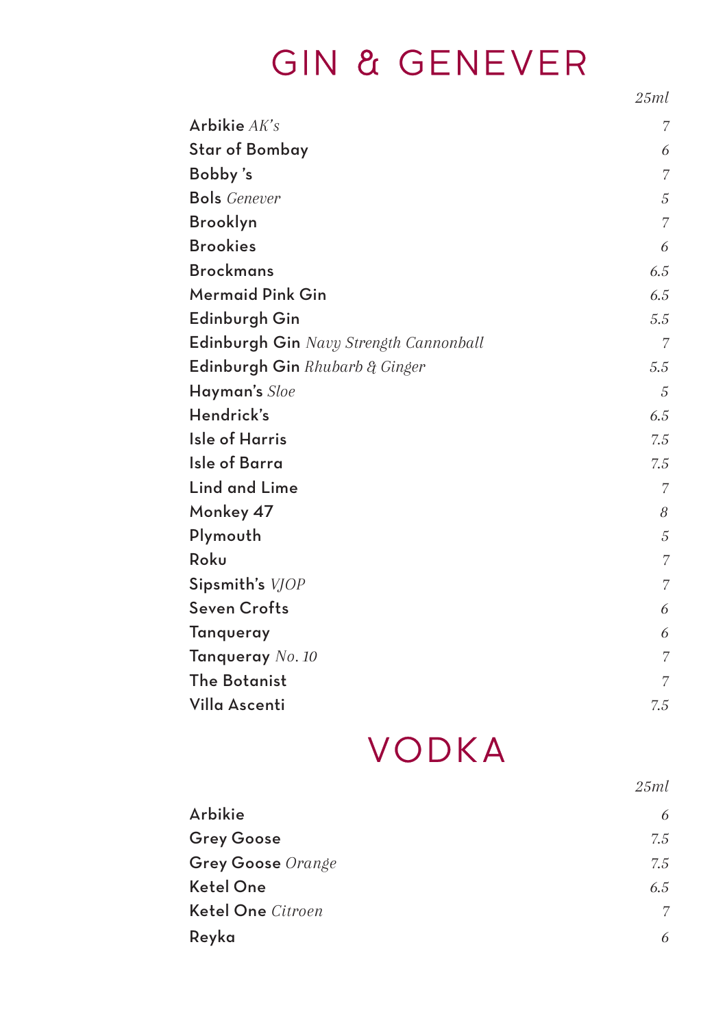# GIN & GENEVER

| | *25ml* |
|---|---|
| **Arbikie** *AK's* | *7* |
| **Star of Bombay** | *6* |
| **Bobby 's** | *7* |
| **Bols** *Genever* | *5* |
| **Brooklyn** | *7* |
| **Brookies** | *6* |
| **Brockmans** | *6.5* |
| **Mermaid Pink Gin** | *6.5* |
| **Edinburgh Gin** | *5.5* |
| **Edinburgh Gin** *Navy Strength Cannonball* | *7* |
| **Edinburgh Gin** *Rhubarb & Ginger* | *5.5* |
| **Hayman's** *Sloe* | *5* |
| **Hendrick's** | *6.5* |
| **Isle of Harris** | *7.5* |
| **Isle of Barra** | *7.5* |
| **Lind and Lime** | *7* |
| **Monkey 47** | *8* |
| **Plymouth** | *5* |
| **Roku** | *7* |
| **Sipsmith's** *VJOP* | *7* |
| **Seven Crofts** | *6* |
| **Tanqueray** | *6* |
| **Tanqueray** *No. 10* | *7* |
| **The Botanist** | *7* |
| **Villa Ascenti** | *7.5* |

# VODKA

| | *25ml* |
|---|---|
| **Arbikie** | *6* |
| **Grey Goose** | *7.5* |
| **Grey Goose** *Orange* | *7.5* |
| **Ketel One** | *6.5* |
| **Ketel One** *Citroen* | *7* |
| **Reyka** | *6* |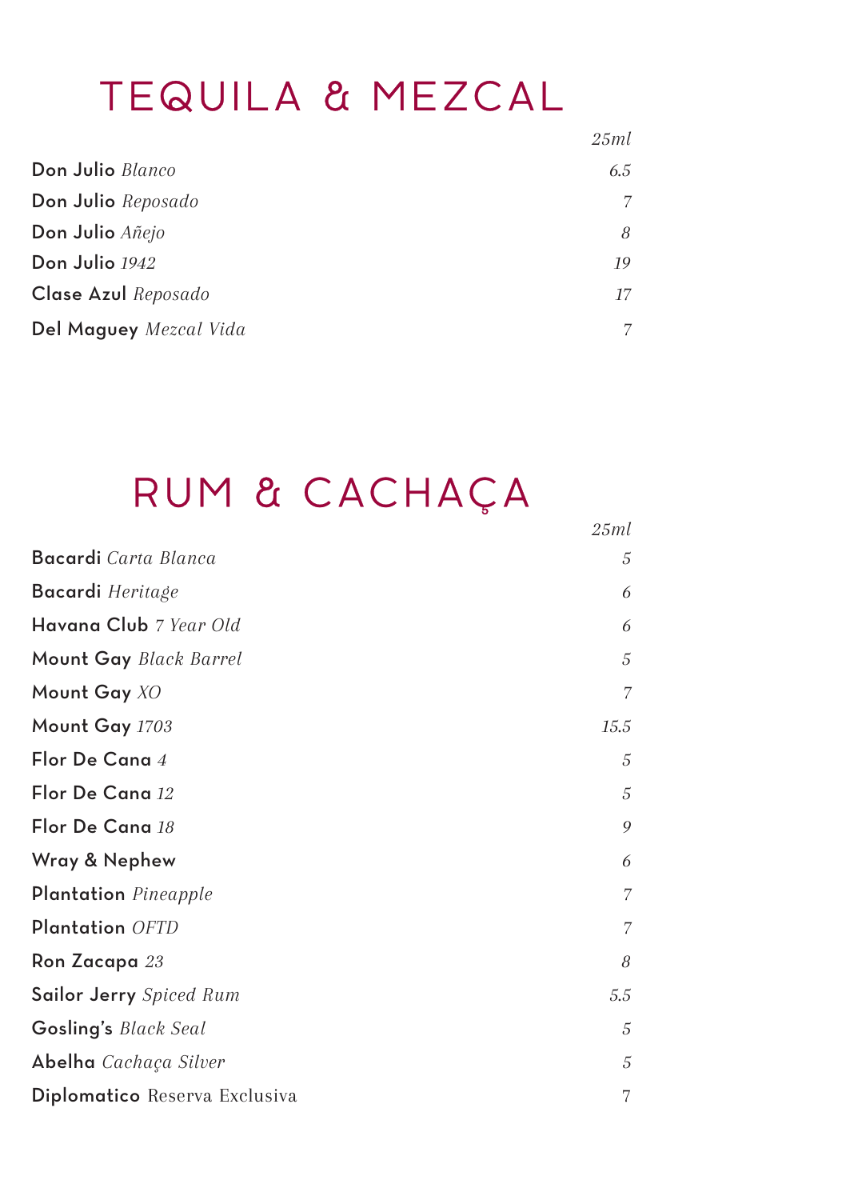# TEQUILA & MEZCAL

| | 25ml |
|---|---|
| **Don Julio** *Blanco* | 6.5 |
| **Don Julio** *Reposado* | 7 |
| **Don Julio** *Añejo* | 8 |
| **Don Julio** *1942* | 19 |
| **Clase Azul** *Reposado* | 17 |
| **Del Maguey** *Mezcal Vida* | 7 |

# RUM & CACHAÇA

| | 25ml |
|---|---|
| **Bacardi** *Carta Blanca* | 5 |
| **Bacardi** *Heritage* | 6 |
| **Havana Club** *7 Year Old* | 6 |
| **Mount Gay** *Black Barrel* | 5 |
| **Mount Gay** *XO* | 7 |
| **Mount Gay** *1703* | 15.5 |
| **Flor De Cana** *4* | 5 |
| **Flor De Cana** *12* | 5 |
| **Flor De Cana** *18* | 9 |
| **Wray & Nephew** | 6 |
| **Plantation** *Pineapple* | 7 |
| **Plantation** *OFTD* | 7 |
| **Ron Zacapa** *23* | 8 |
| **Sailor Jerry** *Spiced Rum* | 5.5 |
| **Gosling's** *Black Seal* | 5 |
| **Abelha** *Cachaça Silver* | 5 |
| **Diplomatico** Reserva Exclusiva | 7 |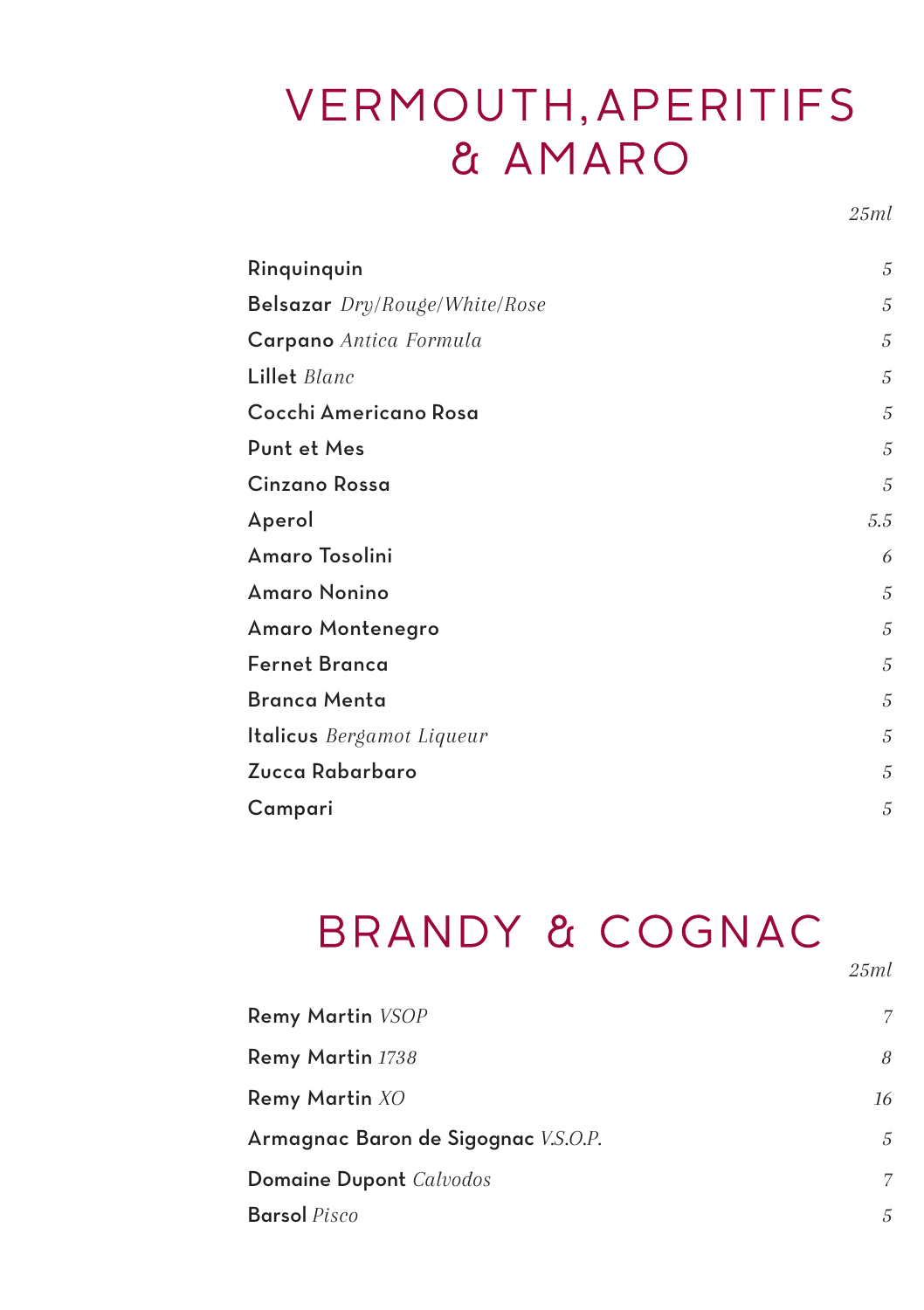# VERMOUTH, APERITIFS & AMARO

| | *25ml* |
|---|---|
| **Rinquinquin** | *5* |
| **Belsazar** *Dry/Rouge/White/Rose* | *5* |
| **Carpano** *Antica Formula* | *5* |
| **Lillet** *Blanc* | *5* |
| **Cocchi Americano Rosa** | *5* |
| **Punt et Mes** | *5* |
| **Cinzano Rossa** | *5* |
| **Aperol** | *5.5* |
| **Amaro Tosolini** | *6* |
| **Amaro Nonino** | *5* |
| **Amaro Montenegro** | *5* |
| **Fernet Branca** | *5* |
| **Branca Menta** | *5* |
| **Italicus** *Bergamot Liqueur* | *5* |
| **Zucca Rabarbaro** | *5* |
| **Campari** | *5* |

# BRANDY & COGNAC

| | *25ml* |
|---|---|
| **Remy Martin** *VSOP* | *7* |
| **Remy Martin** *1738* | *8* |
| **Remy Martin** *XO* | *16* |
| **Armagnac Baron de Sigognac** *V.S.O.P.* | *5* |
| **Domaine Dupont** *Calvodos* | *7* |
| **Barsol** *Pisco* | *5* |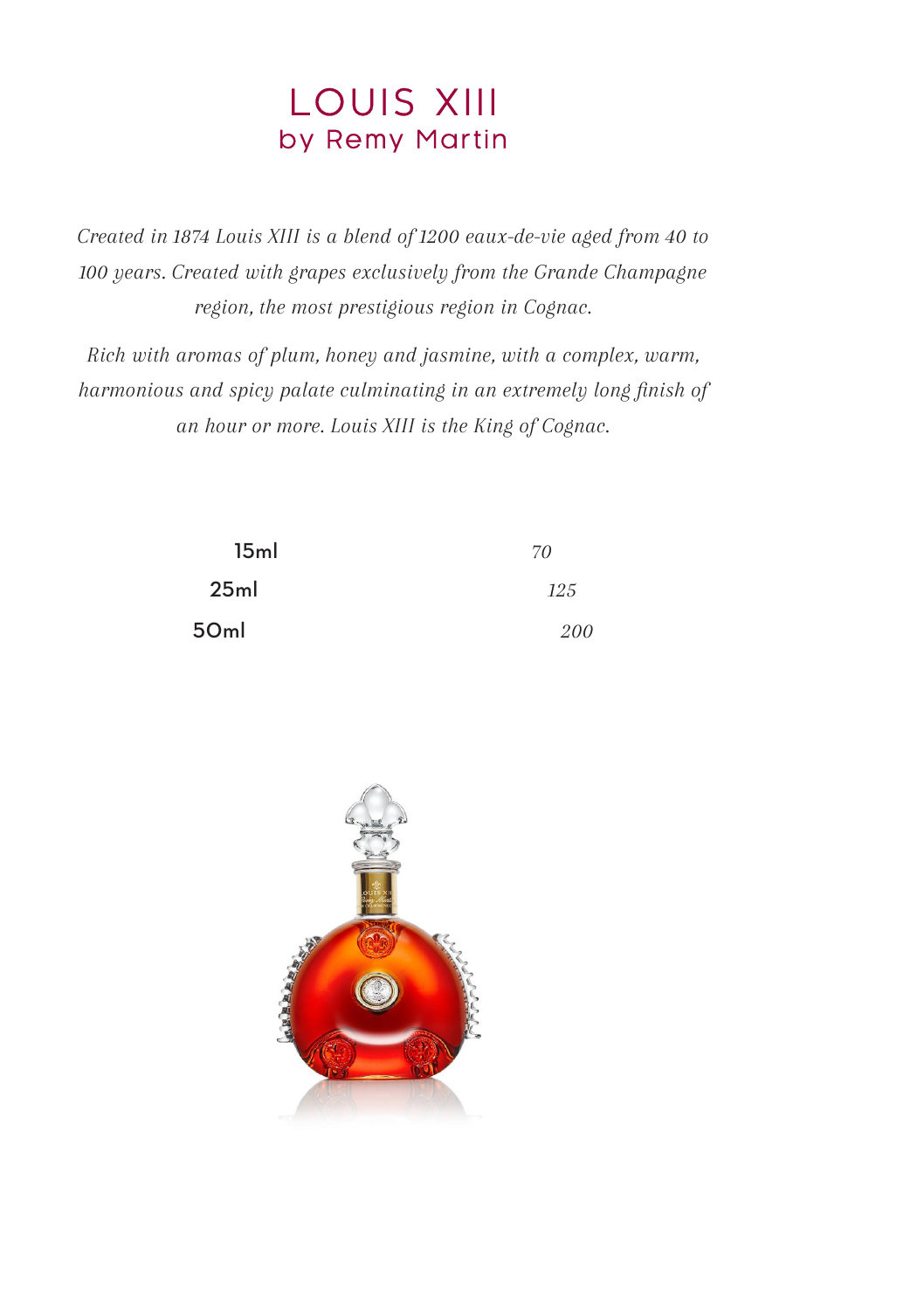# LOUIS XIII
## by Remy Martin

*Created in 1874 Louis XIII is a blend of 1200 eaux-de-vie aged from 40 to 100 years. Created with grapes exclusively from the Grande Champagne region, the most prestigious region in Cognac.*

*Rich with aromas of plum, honey and jasmine, with a complex, warm, harmonious and spicy palate culminating in an extremely long finish of an hour or more. Louis XIII is the King of Cognac.*

| | |
|---|---|
| 15ml | *70* |
| 25ml | *125* |
| 50ml | *200* |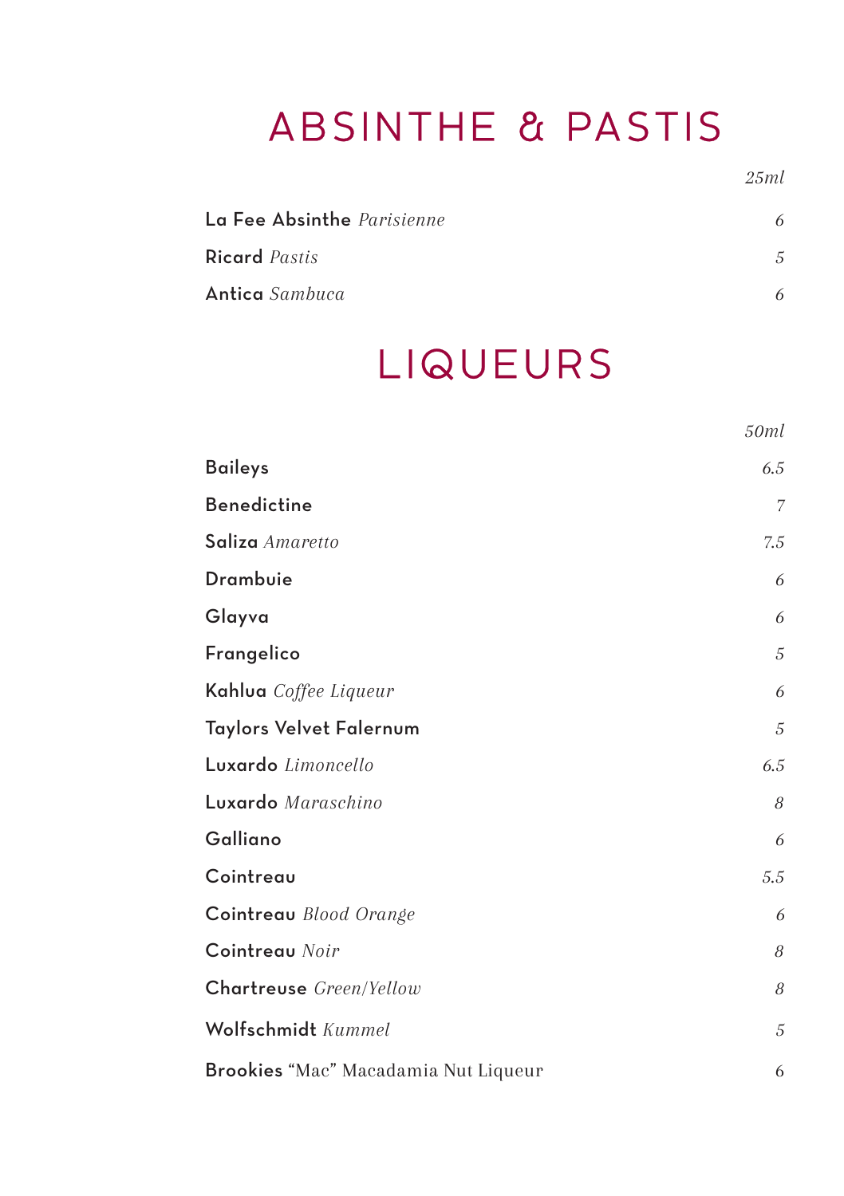# ABSINTHE & PASTIS

| | 25ml |
|---|---|
| **La Fee Absinthe** *Parisienne* | *6* |
| **Ricard** *Pastis* | *5* |
| **Antica** *Sambuca* | *6* |

# LIQUEURS

| | 50ml |
|---|---|
| **Baileys** | *6.5* |
| **Benedictine** | *7* |
| **Saliza** *Amaretto* | *7.5* |
| **Drambuie** | *6* |
| **Glayva** | *6* |
| **Frangelico** | *5* |
| **Kahlua** *Coffee Liqueur* | *6* |
| **Taylors Velvet Falernum** | *5* |
| **Luxardo** *Limoncello* | *6.5* |
| **Luxardo** *Maraschino* | *8* |
| **Galliano** | *6* |
| **Cointreau** | *5.5* |
| **Cointreau** *Blood Orange* | *6* |
| **Cointreau** *Noir* | *8* |
| **Chartreuse** *Green/Yellow* | *8* |
| **Wolfschmidt** *Kummel* | *5* |
| **Brookies** "Mac" Macadamia Nut Liqueur | 6 |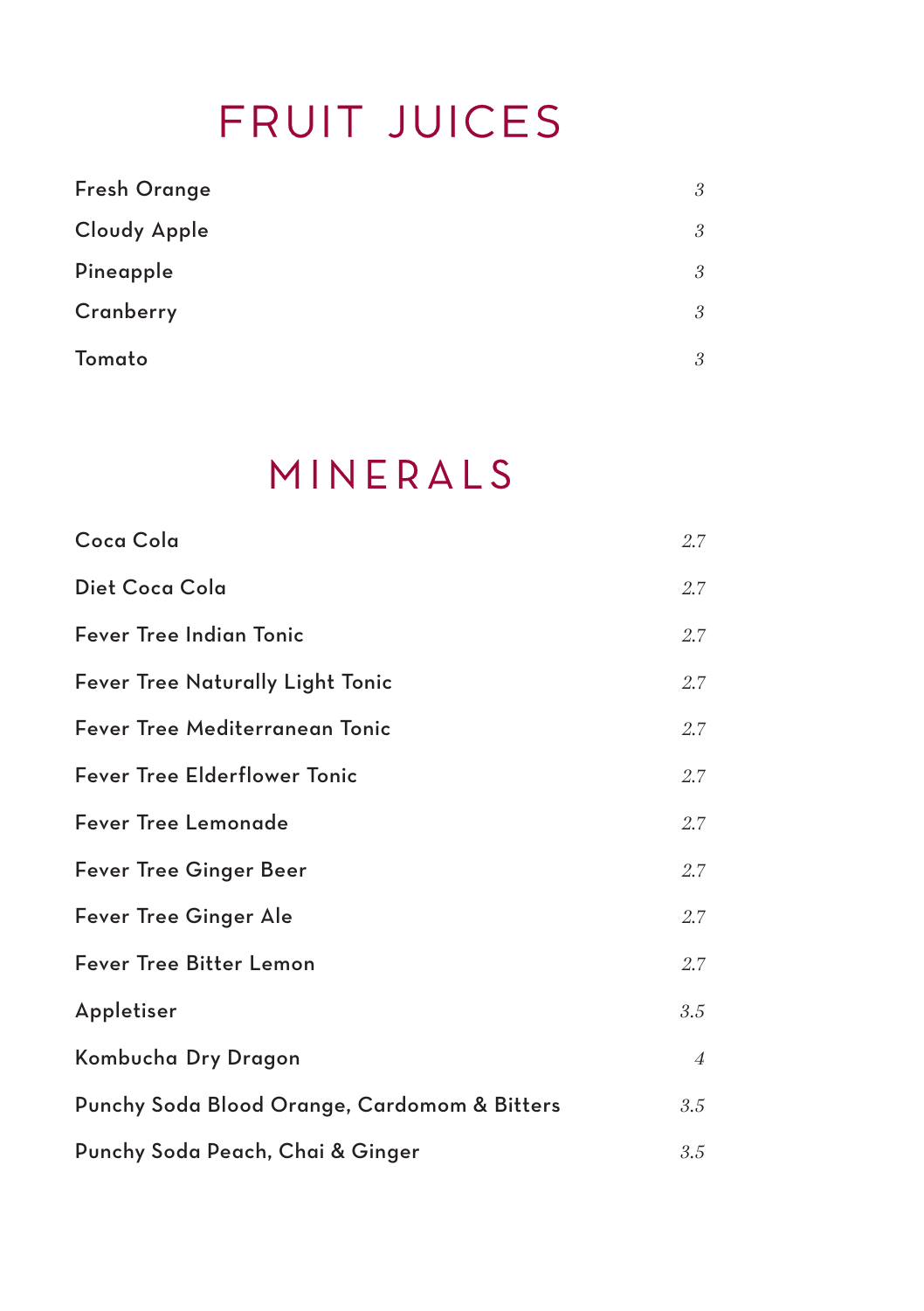# FRUIT JUICES

| | |
|---|---|
| Fresh Orange | *3* |
| Cloudy Apple | *3* |
| Pineapple | *3* |
| Cranberry | *3* |
| Tomato | *3* |

# MINERALS

| | |
|---|---|
| Coca Cola | *2.7* |
| Diet Coca Cola | *2.7* |
| Fever Tree Indian Tonic | *2.7* |
| Fever Tree Naturally Light Tonic | *2.7* |
| Fever Tree Mediterranean Tonic | *2.7* |
| Fever Tree Elderflower Tonic | *2.7* |
| Fever Tree Lemonade | *2.7* |
| Fever Tree Ginger Beer | *2.7* |
| Fever Tree Ginger Ale | *2.7* |
| Fever Tree Bitter Lemon | *2.7* |
| Appletiser | *3.5* |
| Kombucha Dry Dragon | *4* |
| Punchy Soda Blood Orange, Cardomom & Bitters | *3.5* |
| Punchy Soda Peach, Chai & Ginger | *3.5* |